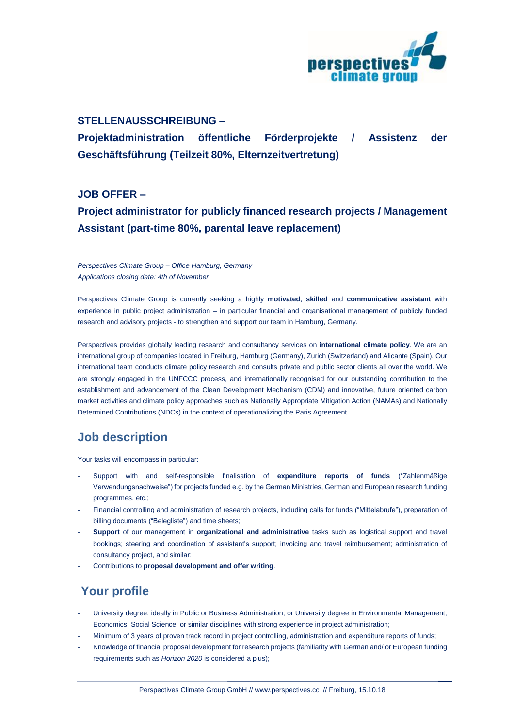**STELLENAUSSCHREIBUNG –**

**Projektadministration öffentliche Förderprojekte / Assistenz der Geschäftsführung (Teilzeit 80%, Elternzeitvertretung)**

**JOB OFFER –**

**Project administrator for publicly financed research projects / Management Assistant (part-time 80%, parental leave replacement)**

*Perspectives Climate Group – Office Hamburg, Germany*
*Applications closing date: 4th of November*

Perspectives Climate Group is currently seeking a highly **motivated**, **skilled** and **communicative assistant** with experience in public project administration – in particular financial and organisational management of publicly funded research and advisory projects - to strengthen and support our team in Hamburg, Germany.

Perspectives provides globally leading research and consultancy services on **international climate policy**. We are an international group of companies located in Freiburg, Hamburg (Germany), Zurich (Switzerland) and Alicante (Spain). Our international team conducts climate policy research and consults private and public sector clients all over the world. We are strongly engaged in the UNFCCC process, and internationally recognised for our outstanding contribution to the establishment and advancement of the Clean Development Mechanism (CDM) and innovative, future oriented carbon market activities and climate policy approaches such as Nationally Appropriate Mitigation Action (NAMAs) and Nationally Determined Contributions (NDCs) in the context of operationalizing the Paris Agreement.

## Job description

Your tasks will encompass in particular:

- Support with and self-responsible finalisation of **expenditure reports of funds** ("Zahlenmäßige Verwendungsnachweise") for projects funded e.g. by the German Ministries, German and European research funding programmes, etc.;
- Financial controlling and administration of research projects, including calls for funds ("Mittelabrufe"), preparation of billing documents ("Belegliste") and time sheets;
- **Support** of our management in **organizational and administrative** tasks such as logistical support and travel bookings; steering and coordination of assistant's support; invoicing and travel reimbursement; administration of consultancy project, and similar;
- Contributions to **proposal development and offer writing**.

## Your profile

- University degree, ideally in Public or Business Administration; or University degree in Environmental Management, Economics, Social Science, or similar disciplines with strong experience in project administration;
- Minimum of 3 years of proven track record in project controlling, administration and expenditure reports of funds;
- Knowledge of financial proposal development for research projects (familiarity with German and/ or European funding requirements such as *Horizon 2020* is considered a plus);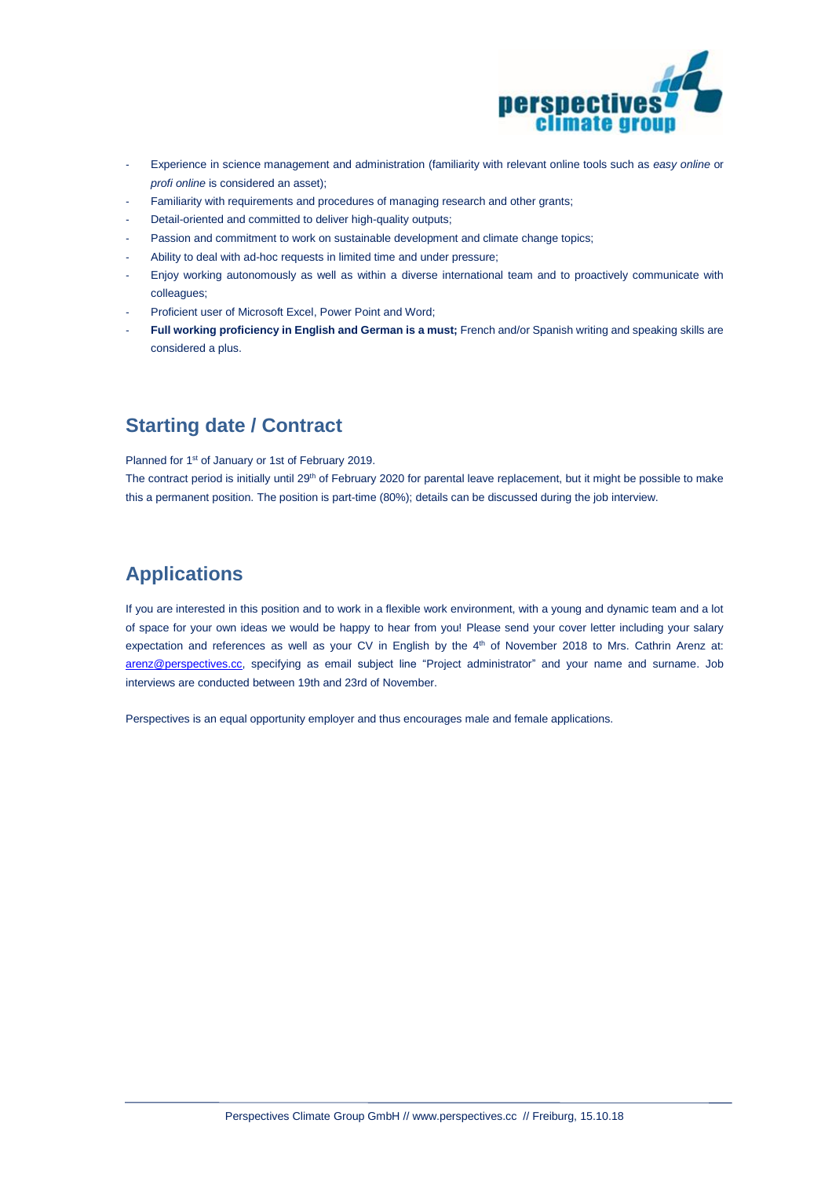- Experience in science management and administration (familiarity with relevant online tools such as *easy online* or *profi online* is considered an asset);
- Familiarity with requirements and procedures of managing research and other grants;
- Detail-oriented and committed to deliver high-quality outputs;
- Passion and commitment to work on sustainable development and climate change topics;
- Ability to deal with ad-hoc requests in limited time and under pressure;
- Enjoy working autonomously as well as within a diverse international team and to proactively communicate with colleagues;
- Proficient user of Microsoft Excel, Power Point and Word;
- **Full working proficiency in English and German is a must;** French and/or Spanish writing and speaking skills are considered a plus.

## Starting date / Contract

Planned for 1st of January or 1st of February 2019.

The contract period is initially until 29th of February 2020 for parental leave replacement, but it might be possible to make this a permanent position. The position is part-time (80%); details can be discussed during the job interview.

## Applications

If you are interested in this position and to work in a flexible work environment, with a young and dynamic team and a lot of space for your own ideas we would be happy to hear from you! Please send your cover letter including your salary expectation and references as well as your CV in English by the 4th of November 2018 to Mrs. Cathrin Arenz at: arenz@perspectives.cc, specifying as email subject line "Project administrator" and your name and surname. Job interviews are conducted between 19th and 23rd of November.

Perspectives is an equal opportunity employer and thus encourages male and female applications.